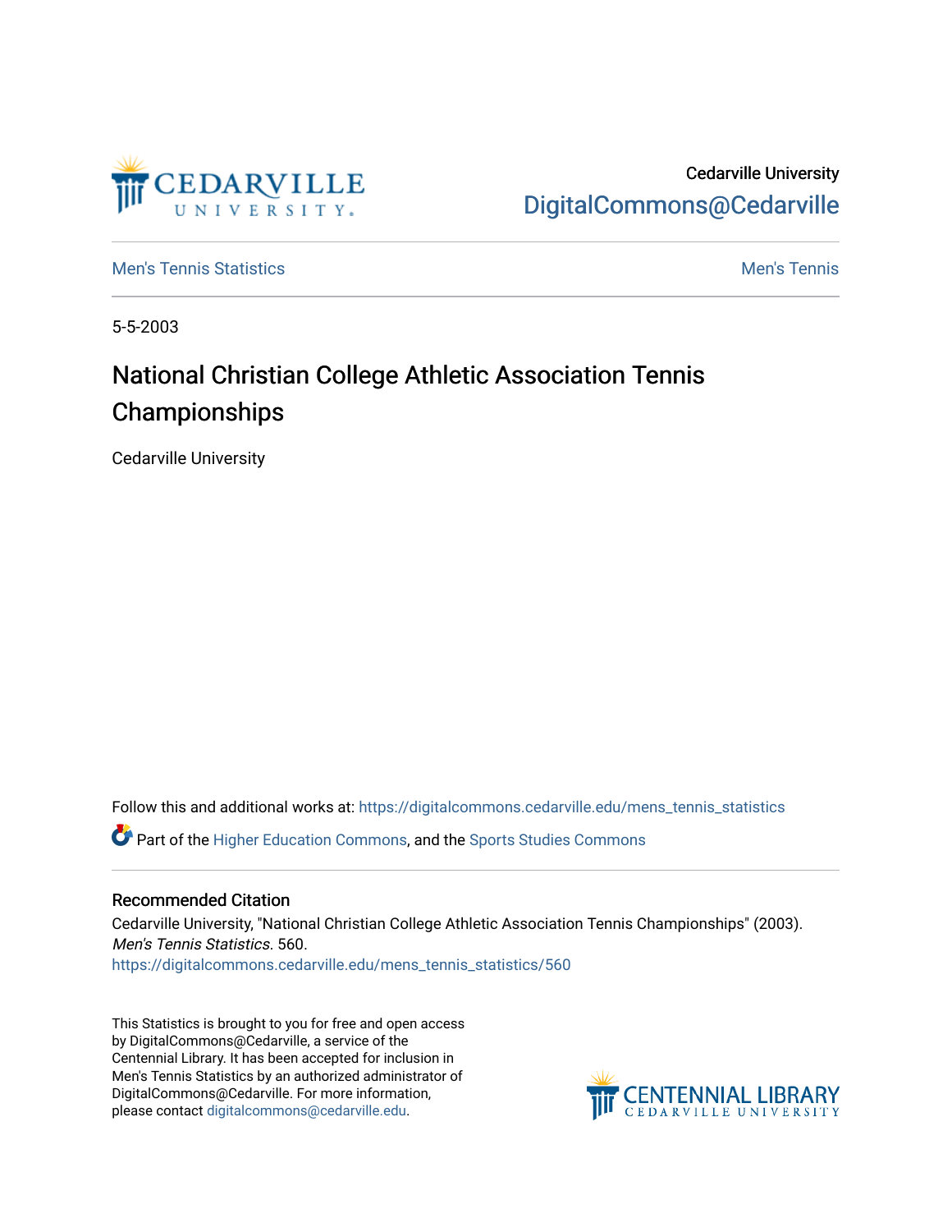Cedarville University
DigitalCommons@Cedarville

Men's Tennis Statistics | Men's Tennis

5-5-2003

# National Christian College Athletic Association Tennis Championships

Cedarville University

Follow this and additional works at: https://digitalcommons.cedarville.edu/mens_tennis_statistics

Part of the Higher Education Commons, and the Sports Studies Commons

## Recommended Citation

Cedarville University, "National Christian College Athletic Association Tennis Championships" (2003). *Men's Tennis Statistics*. 560.
https://digitalcommons.cedarville.edu/mens_tennis_statistics/560

This Statistics is brought to you for free and open access by DigitalCommons@Cedarville, a service of the Centennial Library. It has been accepted for inclusion in Men's Tennis Statistics by an authorized administrator of DigitalCommons@Cedarville. For more information, please contact digitalcommons@cedarville.edu.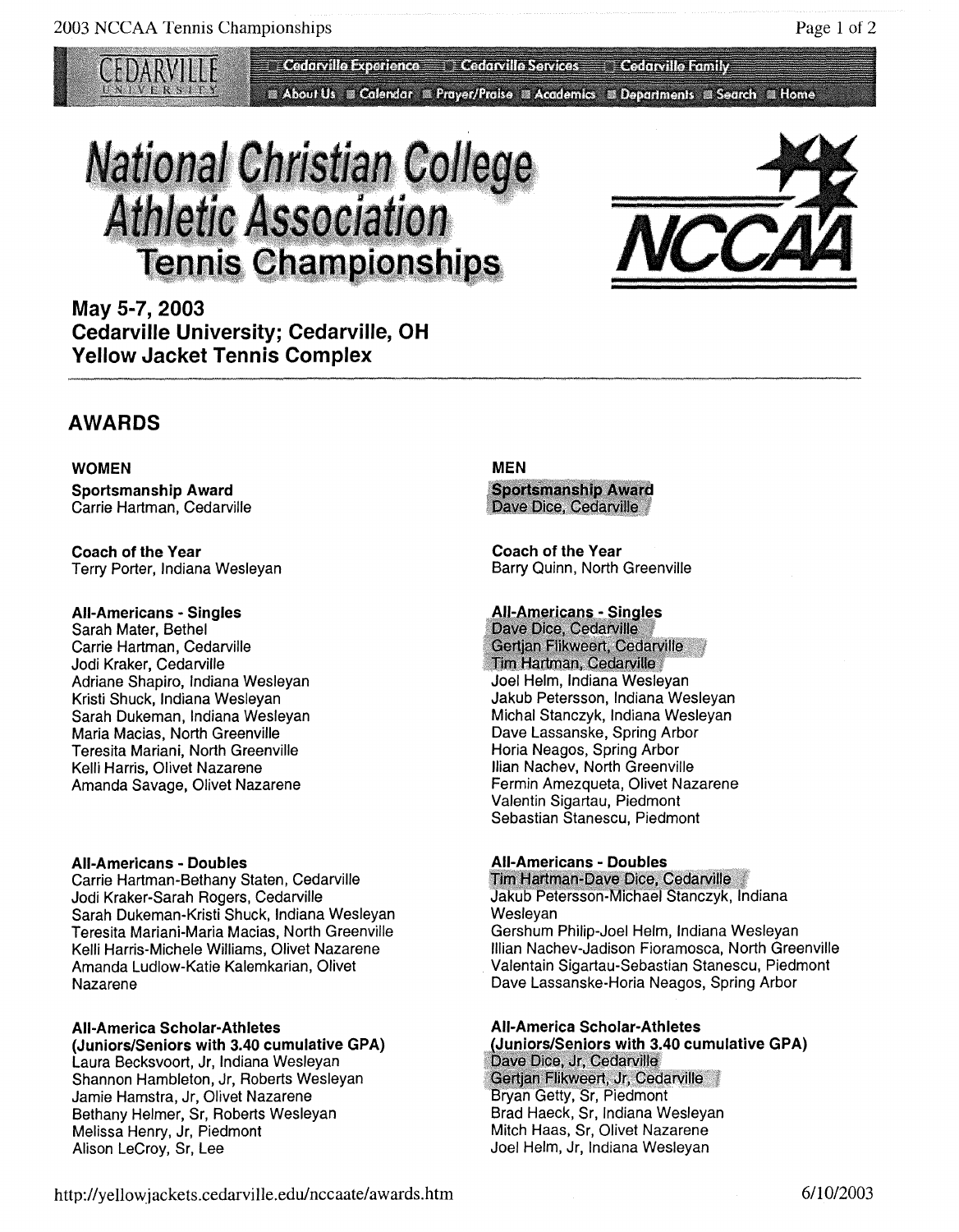# National Christian College Athletic Association Tennis Championships

**NCCAA**

**May 5-7, 2003**
**Cedarville University; Cedarville, OH**
**Yellow Jacket Tennis Complex**

## AWARDS

### WOMEN

**Sportsmanship Award**
Carrie Hartman, Cedarville

**Coach of the Year**
Terry Porter, Indiana Wesleyan

**All-Americans - Singles**
Sarah Mater, Bethel
Carrie Hartman, Cedarville
Jodi Kraker, Cedarville
Adriane Shapiro, Indiana Wesleyan
Kristi Shuck, Indiana Wesleyan
Sarah Dukeman, Indiana Wesleyan
Maria Macias, North Greenville
Teresita Mariani, North Greenville
Kelli Harris, Olivet Nazarene
Amanda Savage, Olivet Nazarene

**All-Americans - Doubles**
Carrie Hartman-Bethany Staten, Cedarville
Jodi Kraker-Sarah Rogers, Cedarville
Sarah Dukeman-Kristi Shuck, Indiana Wesleyan
Teresita Mariani-Maria Macias, North Greenville
Kelli Harris-Michele Williams, Olivet Nazarene
Amanda Ludlow-Katie Kalemkarian, Olivet Nazarene

**All-America Scholar-Athletes**
**(Juniors/Seniors with 3.40 cumulative GPA)**
Laura Becksvoort, Jr, Indiana Wesleyan
Shannon Hambleton, Jr, Roberts Wesleyan
Jamie Hamstra, Jr, Olivet Nazarene
Bethany Helmer, Sr, Roberts Wesleyan
Melissa Henry, Jr, Piedmont
Alison LeCroy, Sr, Lee

### MEN

**Sportsmanship Award**
Dave Dice, Cedarville

**Coach of the Year**
Barry Quinn, North Greenville

**All-Americans - Singles**
Dave Dice, Cedarville
Gertjan Flikweert, Cedarville
Tim Hartman, Cedarville
Joel Helm, Indiana Wesleyan
Jakub Petersson, Indiana Wesleyan
Michal Stanczyk, Indiana Wesleyan
Dave Lassanske, Spring Arbor
Horia Neagos, Spring Arbor
Ilian Nachev, North Greenville
Fermin Amezqueta, Olivet Nazarene
Valentin Sigartau, Piedmont
Sebastian Stanescu, Piedmont

**All-Americans - Doubles**
Tim Hartman-Dave Dice, Cedarville
Jakub Petersson-Michael Stanczyk, Indiana Wesleyan
Gershum Philip-Joel Helm, Indiana Wesleyan
Illian Nachev-Jadison Fioramosca, North Greenville
Valentain Sigartau-Sebastian Stanescu, Piedmont
Dave Lassanske-Horia Neagos, Spring Arbor

**All-America Scholar-Athletes**
**(Juniors/Seniors with 3.40 cumulative GPA)**
Dave Dice, Jr, Cedarville
Gertjan Flikweert, Jr, Cedarville
Bryan Getty, Sr, Piedmont
Brad Haeck, Sr, Indiana Wesleyan
Mitch Haas, Sr, Olivet Nazarene
Joel Helm, Jr, Indiana Wesleyan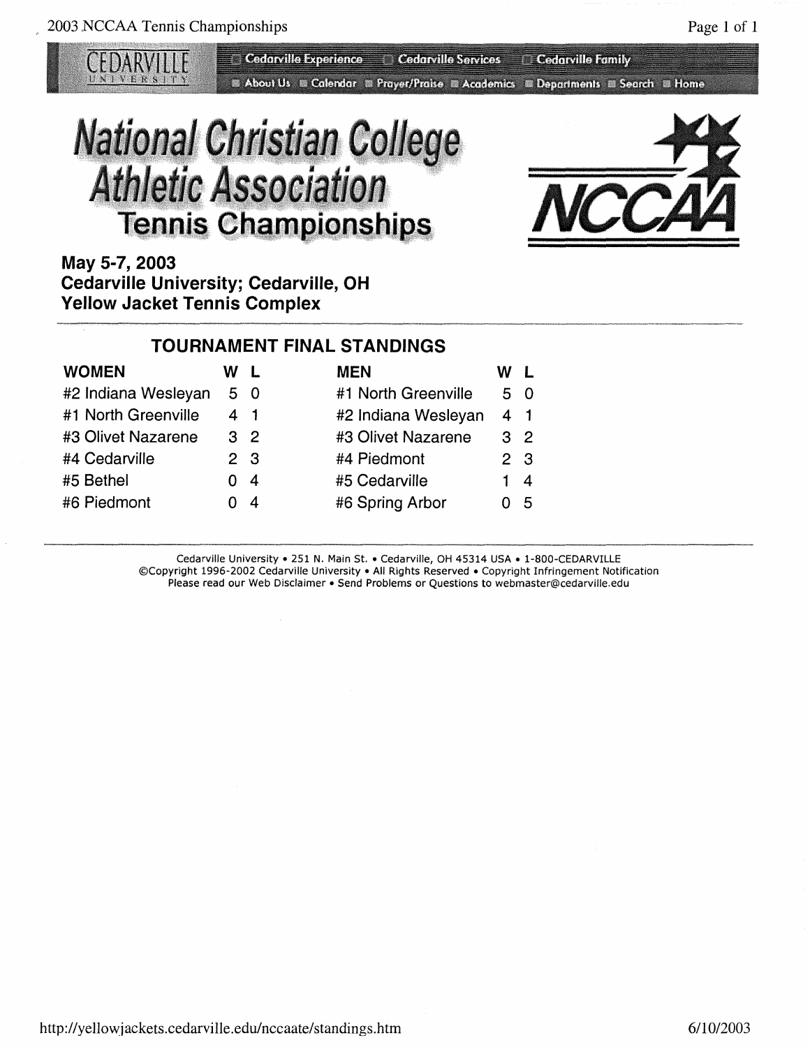# National Christian College Athletic Association Tennis Championships

**May 5-7, 2003**
**Cedarville University; Cedarville, OH**
**Yellow Jacket Tennis Complex**

## TOURNAMENT FINAL STANDINGS

| WOMEN | W | L |
|---|---|---|
| #2 Indiana Wesleyan | 5 | 0 |
| #1 North Greenville | 4 | 1 |
| #3 Olivet Nazarene | 3 | 2 |
| #4 Cedarville | 2 | 3 |
| #5 Bethel | 0 | 4 |
| #6 Piedmont | 0 | 4 |

| MEN | W | L |
|---|---|---|
| #1 North Greenville | 5 | 0 |
| #2 Indiana Wesleyan | 4 | 1 |
| #3 Olivet Nazarene | 3 | 2 |
| #4 Piedmont | 2 | 3 |
| #5 Cedarville | 1 | 4 |
| #6 Spring Arbor | 0 | 5 |

Cedarville University • 251 N. Main St. • Cedarville, OH 45314 USA • 1-800-CEDARVILLE
©Copyright 1996-2002 Cedarville University • All Rights Reserved • Copyright Infringement Notification
Please read our Web Disclaimer • Send Problems or Questions to webmaster@cedarville.edu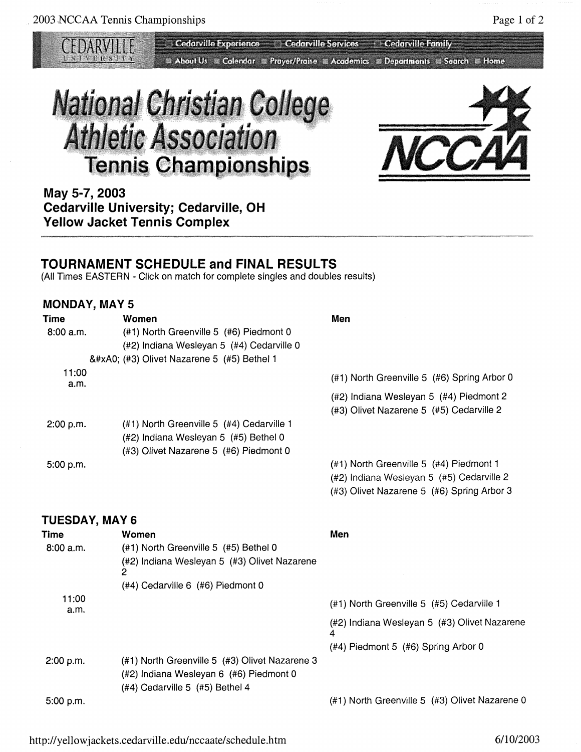Cedarville Experience | Cedarville Services | Cedarville Family

About Us | Calendar | Prayer/Praise | Academics | Departments | Search | Home

# National Christian College Athletic Association Tennis Championships

NCCAA

**May 5-7, 2003**
**Cedarville University; Cedarville, OH**
**Yellow Jacket Tennis Complex**

## TOURNAMENT SCHEDULE and FINAL RESULTS

(All Times EASTERN - Click on match for complete singles and doubles results)

### MONDAY, MAY 5

| Time | Women | Men |
|---|---|---|
| 8:00 a.m. | (#1) North Greenville 5 (#6) Piedmont 0 | |
| | (#2) Indiana Wesleyan 5 (#4) Cedarville 0 | |
| | &#xA0; (#3) Olivet Nazarene 5 (#5) Bethel 1 | |
| 11:00 a.m. | | (#1) North Greenville 5 (#6) Spring Arbor 0 |
| | | (#2) Indiana Wesleyan 5 (#4) Piedmont 2 |
| | | (#3) Olivet Nazarene 5 (#5) Cedarville 2 |
| 2:00 p.m. | (#1) North Greenville 5 (#4) Cedarville 1 | |
| | (#2) Indiana Wesleyan 5 (#5) Bethel 0 | |
| | (#3) Olivet Nazarene 5 (#6) Piedmont 0 | |
| 5:00 p.m. | | (#1) North Greenville 5 (#4) Piedmont 1 |
| | | (#2) Indiana Wesleyan 5 (#5) Cedarville 2 |
| | | (#3) Olivet Nazarene 5 (#6) Spring Arbor 3 |

### TUESDAY, MAY 6

| Time | Women | Men |
|---|---|---|
| 8:00 a.m. | (#1) North Greenville 5 (#5) Bethel 0 | |
| | (#2) Indiana Wesleyan 5 (#3) Olivet Nazarene 2 | |
| | (#4) Cedarville 6 (#6) Piedmont 0 | |
| 11:00 a.m. | | (#1) North Greenville 5 (#5) Cedarville 1 |
| | | (#2) Indiana Wesleyan 5 (#3) Olivet Nazarene 4 |
| | | (#4) Piedmont 5 (#6) Spring Arbor 0 |
| 2:00 p.m. | (#1) North Greenville 5 (#3) Olivet Nazarene 3 | |
| | (#2) Indiana Wesleyan 6 (#6) Piedmont 0 | |
| | (#4) Cedarville 5 (#5) Bethel 4 | |
| 5:00 p.m. | | (#1) North Greenville 5 (#3) Olivet Nazarene 0 |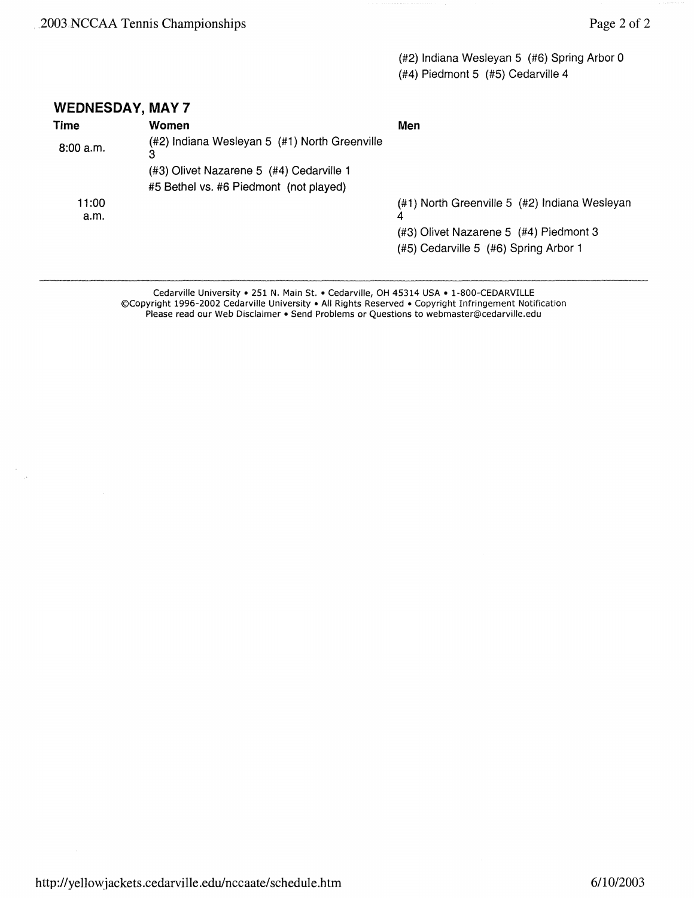(#2) Indiana Wesleyan 5 (#6) Spring Arbor 0
(#4) Piedmont 5 (#5) Cedarville 4

## WEDNESDAY, MAY 7

| Time | Women | Men |
| --- | --- | --- |
| 8:00 a.m. | (#2) Indiana Wesleyan 5 (#1) North Greenville 3 | |
| | (#3) Olivet Nazarene 5 (#4) Cedarville 1 | |
| | #5 Bethel vs. #6 Piedmont (not played) | |
| 11:00 a.m. | | (#1) North Greenville 5 (#2) Indiana Wesleyan 4 |
| | | (#3) Olivet Nazarene 5 (#4) Piedmont 3 |
| | | (#5) Cedarville 5 (#6) Spring Arbor 1 |

---

Cedarville University • 251 N. Main St. • Cedarville, OH 45314 USA • 1-800-CEDARVILLE
©Copyright 1996-2002 Cedarville University • All Rights Reserved • Copyright Infringement Notification
Please read our Web Disclaimer • Send Problems or Questions to webmaster@cedarville.edu